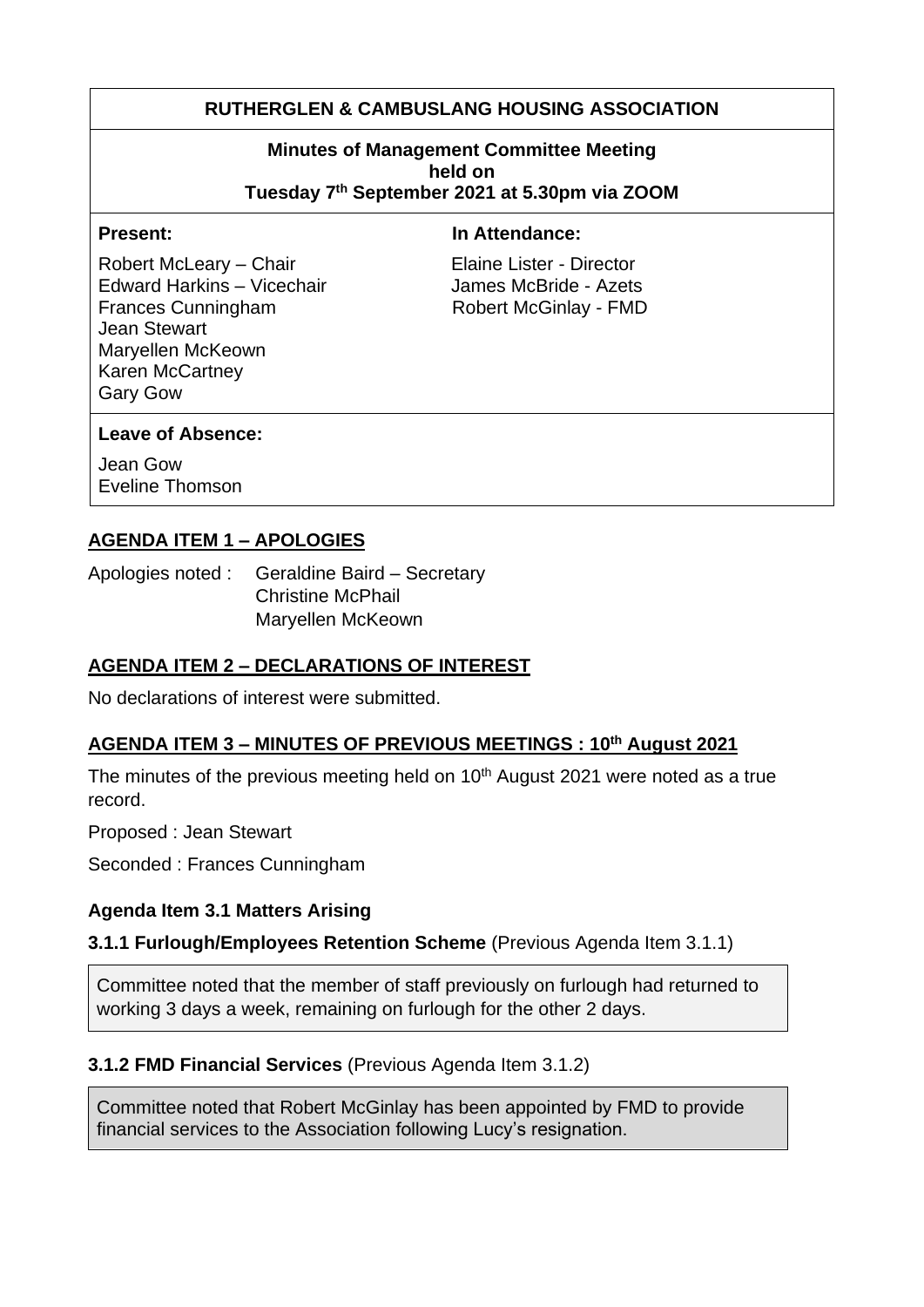# RUTHERGLEN & CAMBUSLANG HOUSING ASSOCIATION

**Minutes of Management Committee Meeting held on Tuesday 7th September 2021 at 5.30pm via ZOOM**

| Present: | In Attendance: |
|---|---|
| Robert McLeary – Chair | Elaine Lister - Director |
| Edward Harkins – Vicechair | James McBride - Azets |
| Frances Cunningham | Robert McGinlay - FMD |
| Jean Stewart | |
| Maryellen McKeown | |
| Karen McCartney | |
| Gary Gow | |

**Leave of Absence:**

Jean Gow
Eveline Thomson

## AGENDA ITEM 1 – APOLOGIES

Apologies noted : Geraldine Baird – Secretary
Christine McPhail
Maryellen McKeown

## AGENDA ITEM 2 – DECLARATIONS OF INTEREST

No declarations of interest were submitted.

## AGENDA ITEM 3 – MINUTES OF PREVIOUS MEETINGS : 10th August 2021

The minutes of the previous meeting held on 10th August 2021 were noted as a true record.

Proposed : Jean Stewart

Seconded : Frances Cunningham

### Agenda Item 3.1 Matters Arising

**3.1.1 Furlough/Employees Retention Scheme** (Previous Agenda Item 3.1.1)

Committee noted that the member of staff previously on furlough had returned to working 3 days a week, remaining on furlough for the other 2 days.

**3.1.2 FMD Financial Services** (Previous Agenda Item 3.1.2)

Committee noted that Robert McGinlay has been appointed by FMD to provide financial services to the Association following Lucy's resignation.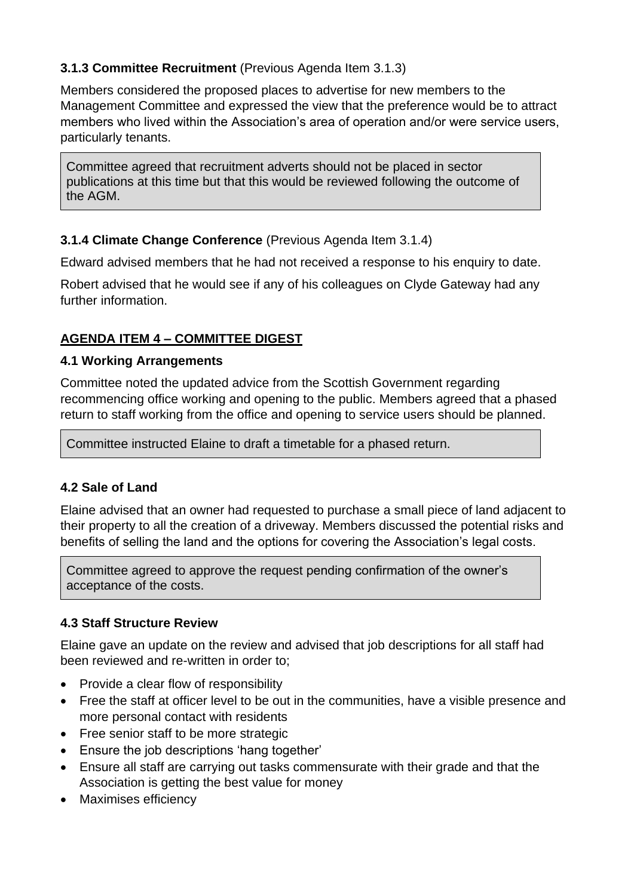**3.1.3 Committee Recruitment** (Previous Agenda Item 3.1.3)

Members considered the proposed places to advertise for new members to the Management Committee and expressed the view that the preference would be to attract members who lived within the Association's area of operation and/or were service users, particularly tenants.

> Committee agreed that recruitment adverts should not be placed in sector publications at this time but that this would be reviewed following the outcome of the AGM.

**3.1.4 Climate Change Conference** (Previous Agenda Item 3.1.4)

Edward advised members that he had not received a response to his enquiry to date.

Robert advised that he would see if any of his colleagues on Clyde Gateway had any further information.

**AGENDA ITEM 4 – COMMITTEE DIGEST**

**4.1 Working Arrangements**

Committee noted the updated advice from the Scottish Government regarding recommencing office working and opening to the public. Members agreed that a phased return to staff working from the office and opening to service users should be planned.

> Committee instructed Elaine to draft a timetable for a phased return.

**4.2 Sale of Land**

Elaine advised that an owner had requested to purchase a small piece of land adjacent to their property to all the creation of a driveway. Members discussed the potential risks and benefits of selling the land and the options for covering the Association's legal costs.

> Committee agreed to approve the request pending confirmation of the owner's acceptance of the costs.

**4.3 Staff Structure Review**

Elaine gave an update on the review and advised that job descriptions for all staff had been reviewed and re-written in order to;

- Provide a clear flow of responsibility
- Free the staff at officer level to be out in the communities, have a visible presence and more personal contact with residents
- Free senior staff to be more strategic
- Ensure the job descriptions 'hang together'
- Ensure all staff are carrying out tasks commensurate with their grade and that the Association is getting the best value for money
- Maximises efficiency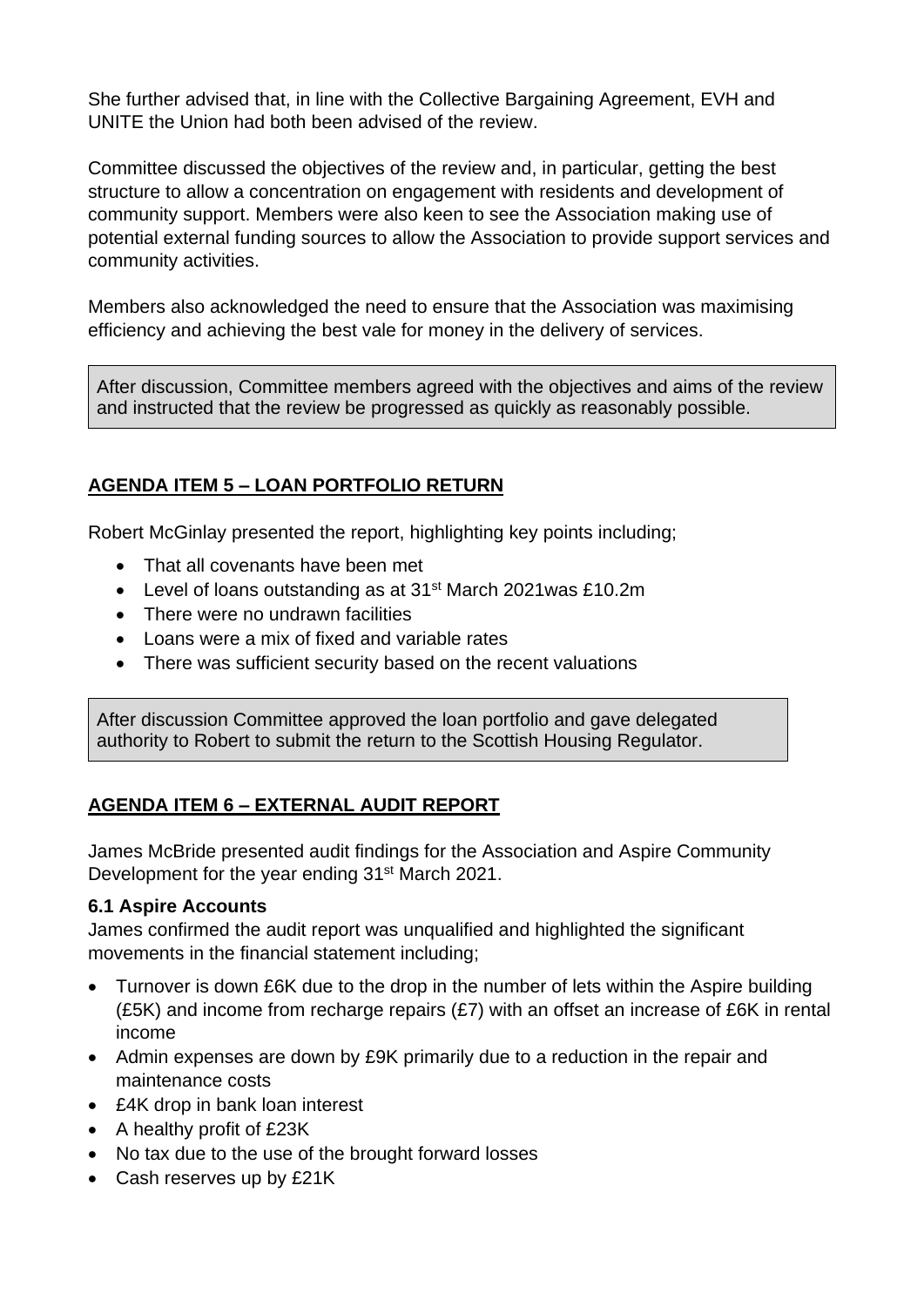She further advised that, in line with the Collective Bargaining Agreement, EVH and UNITE the Union had both been advised of the review.

Committee discussed the objectives of the review and, in particular, getting the best structure to allow a concentration on engagement with residents and development of community support. Members were also keen to see the Association making use of potential external funding sources to allow the Association to provide support services and community activities.

Members also acknowledged the need to ensure that the Association was maximising efficiency and achieving the best vale for money in the delivery of services.

After discussion, Committee members agreed with the objectives and aims of the review and instructed that the review be progressed as quickly as reasonably possible.

## **AGENDA ITEM 5 – LOAN PORTFOLIO RETURN**

Robert McGinlay presented the report, highlighting key points including;

- That all covenants have been met
- Level of loans outstanding as at 31st March 2021was £10.2m
- There were no undrawn facilities
- Loans were a mix of fixed and variable rates
- There was sufficient security based on the recent valuations

After discussion Committee approved the loan portfolio and gave delegated authority to Robert to submit the return to the Scottish Housing Regulator.

## **AGENDA ITEM 6 – EXTERNAL AUDIT REPORT**

James McBride presented audit findings for the Association and Aspire Community Development for the year ending 31st March 2021.

### **6.1 Aspire Accounts**

James confirmed the audit report was unqualified and highlighted the significant movements in the financial statement including;

- Turnover is down £6K due to the drop in the number of lets within the Aspire building (£5K) and income from recharge repairs (£7) with an offset an increase of £6K in rental income
- Admin expenses are down by £9K primarily due to a reduction in the repair and maintenance costs
- £4K drop in bank loan interest
- A healthy profit of £23K
- No tax due to the use of the brought forward losses
- Cash reserves up by £21K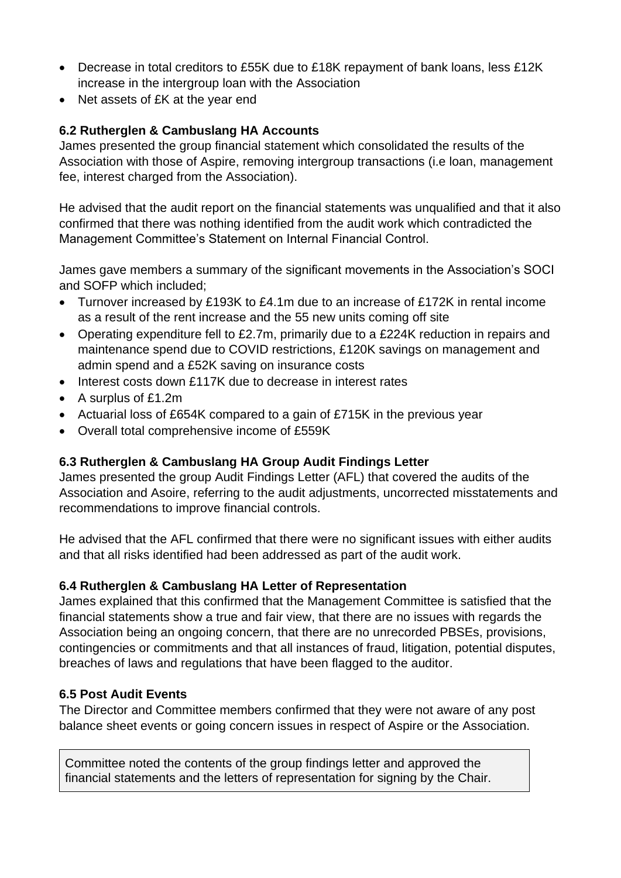- Decrease in total creditors to £55K due to £18K repayment of bank loans, less £12K increase in the intergroup loan with the Association
- Net assets of £K at the year end

### 6.2 Rutherglen & Cambuslang HA Accounts

James presented the group financial statement which consolidated the results of the Association with those of Aspire, removing intergroup transactions (i.e loan, management fee, interest charged from the Association).

He advised that the audit report on the financial statements was unqualified and that it also confirmed that there was nothing identified from the audit work which contradicted the Management Committee's Statement on Internal Financial Control.

James gave members a summary of the significant movements in the Association's SOCI and SOFP which included;

- Turnover increased by £193K to £4.1m due to an increase of £172K in rental income as a result of the rent increase and the 55 new units coming off site
- Operating expenditure fell to £2.7m, primarily due to a £224K reduction in repairs and maintenance spend due to COVID restrictions, £120K savings on management and admin spend and a £52K saving on insurance costs
- Interest costs down £117K due to decrease in interest rates
- A surplus of £1.2m
- Actuarial loss of £654K compared to a gain of £715K in the previous year
- Overall total comprehensive income of £559K

### 6.3 Rutherglen & Cambuslang HA Group Audit Findings Letter

James presented the group Audit Findings Letter (AFL) that covered the audits of the Association and Asoire, referring to the audit adjustments, uncorrected misstatements and recommendations to improve financial controls.

He advised that the AFL confirmed that there were no significant issues with either audits and that all risks identified had been addressed as part of the audit work.

### 6.4 Rutherglen & Cambuslang HA Letter of Representation

James explained that this confirmed that the Management Committee is satisfied that the financial statements show a true and fair view, that there are no issues with regards the Association being an ongoing concern, that there are no unrecorded PBSEs, provisions, contingencies or commitments and that all instances of fraud, litigation, potential disputes, breaches of laws and regulations that have been flagged to the auditor.

### 6.5 Post Audit Events

The Director and Committee members confirmed that they were not aware of any post balance sheet events or going concern issues in respect of Aspire or the Association.

> Committee noted the contents of the group findings letter and approved the financial statements and the letters of representation for signing by the Chair.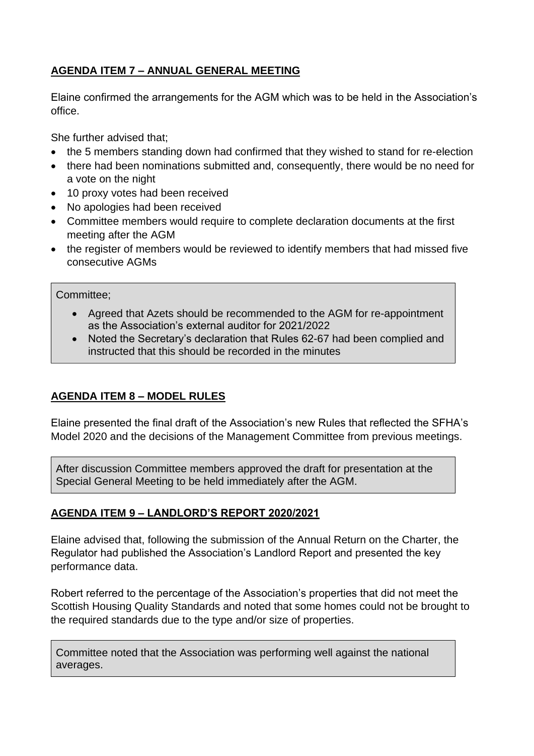## AGENDA ITEM 7 – ANNUAL GENERAL MEETING

Elaine confirmed the arrangements for the AGM which was to be held in the Association's office.

She further advised that;

- the 5 members standing down had confirmed that they wished to stand for re-election
- there had been nominations submitted and, consequently, there would be no need for a vote on the night
- 10 proxy votes had been received
- No apologies had been received
- Committee members would require to complete declaration documents at the first meeting after the AGM
- the register of members would be reviewed to identify members that had missed five consecutive AGMs

> Committee;
>
> - Agreed that Azets should be recommended to the AGM for re-appointment as the Association's external auditor for 2021/2022
> - Noted the Secretary's declaration that Rules 62-67 had been complied and instructed that this should be recorded in the minutes

## AGENDA ITEM 8 – MODEL RULES

Elaine presented the final draft of the Association's new Rules that reflected the SFHA's Model 2020 and the decisions of the Management Committee from previous meetings.

> After discussion Committee members approved the draft for presentation at the Special General Meeting to be held immediately after the AGM.

## AGENDA ITEM 9 – LANDLORD'S REPORT 2020/2021

Elaine advised that, following the submission of the Annual Return on the Charter, the Regulator had published the Association's Landlord Report and presented the key performance data.

Robert referred to the percentage of the Association's properties that did not meet the Scottish Housing Quality Standards and noted that some homes could not be brought to the required standards due to the type and/or size of properties.

> Committee noted that the Association was performing well against the national averages.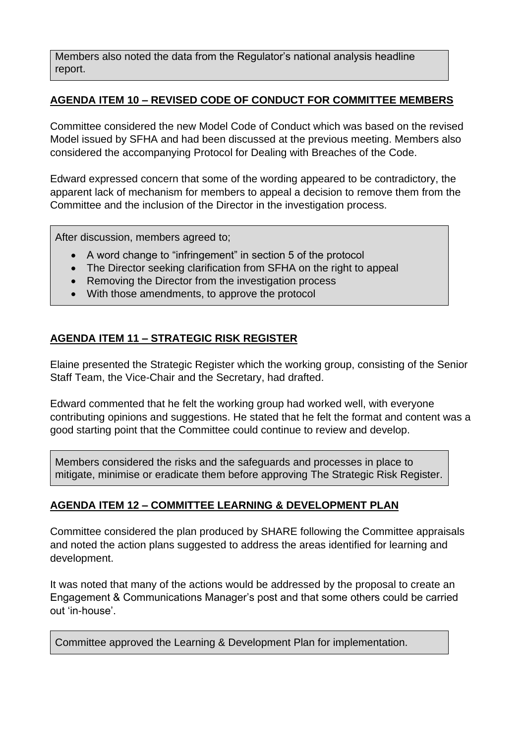Members also noted the data from the Regulator's national analysis headline report.

## AGENDA ITEM 10 – REVISED CODE OF CONDUCT FOR COMMITTEE MEMBERS

Committee considered the new Model Code of Conduct which was based on the revised Model issued by SFHA and had been discussed at the previous meeting. Members also considered the accompanying Protocol for Dealing with Breaches of the Code.

Edward expressed concern that some of the wording appeared to be contradictory, the apparent lack of mechanism for members to appeal a decision to remove them from the Committee and the inclusion of the Director in the investigation process.

After discussion, members agreed to;

- A word change to "infringement" in section 5 of the protocol
- The Director seeking clarification from SFHA on the right to appeal
- Removing the Director from the investigation process
- With those amendments, to approve the protocol

## AGENDA ITEM 11 – STRATEGIC RISK REGISTER

Elaine presented the Strategic Register which the working group, consisting of the Senior Staff Team, the Vice-Chair and the Secretary, had drafted.

Edward commented that he felt the working group had worked well, with everyone contributing opinions and suggestions. He stated that he felt the format and content was a good starting point that the Committee could continue to review and develop.

Members considered the risks and the safeguards and processes in place to mitigate, minimise or eradicate them before approving The Strategic Risk Register.

## AGENDA ITEM 12 – COMMITTEE LEARNING & DEVELOPMENT PLAN

Committee considered the plan produced by SHARE following the Committee appraisals and noted the action plans suggested to address the areas identified for learning and development.

It was noted that many of the actions would be addressed by the proposal to create an Engagement & Communications Manager's post and that some others could be carried out 'in-house'.

Committee approved the Learning & Development Plan for implementation.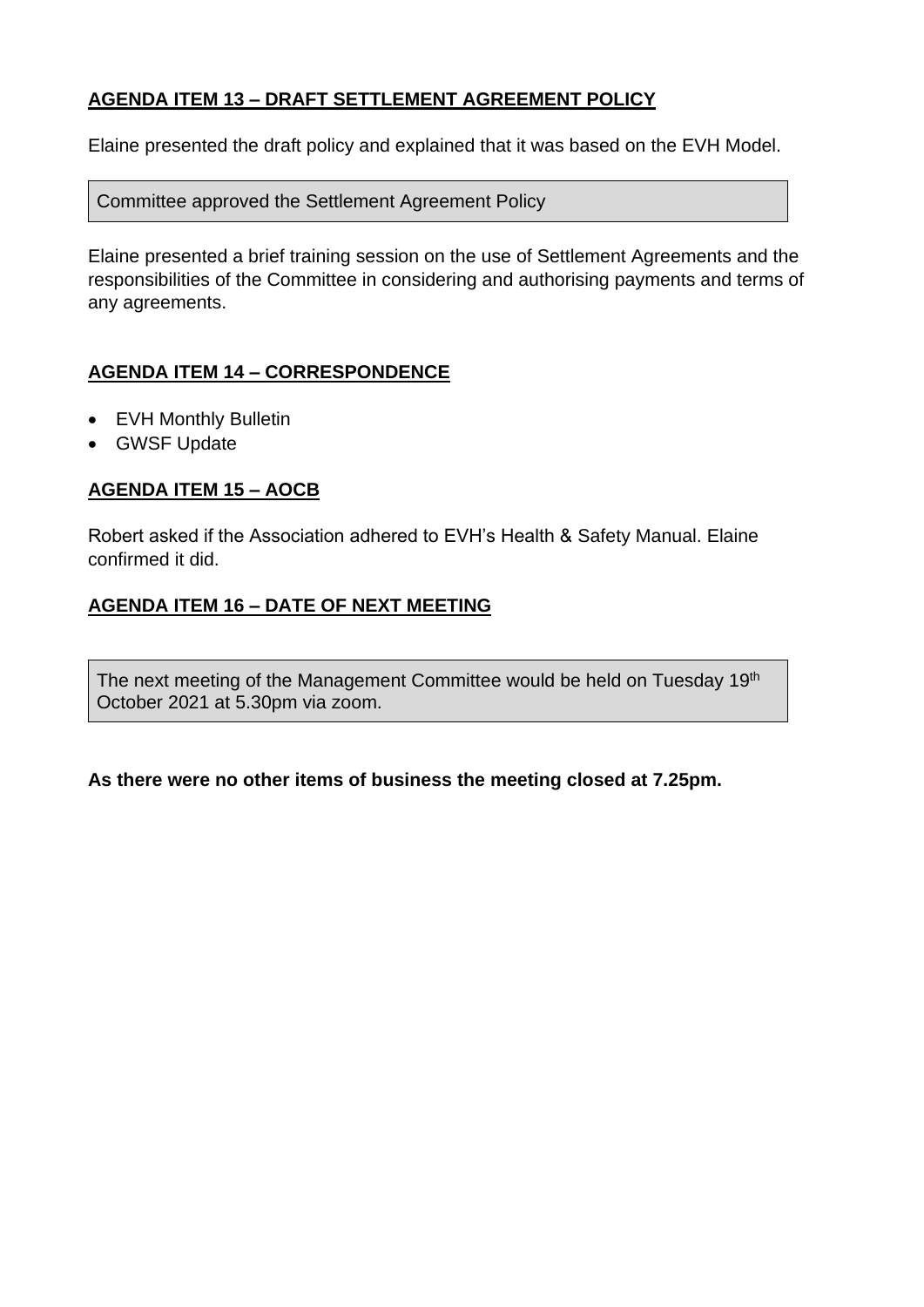**AGENDA ITEM 13 – DRAFT SETTLEMENT AGREEMENT POLICY**

Elaine presented the draft policy and explained that it was based on the EVH Model.

Committee approved the Settlement Agreement Policy

Elaine presented a brief training session on the use of Settlement Agreements and the responsibilities of the Committee in considering and authorising payments and terms of any agreements.

**AGENDA ITEM 14 – CORRESPONDENCE**

- EVH Monthly Bulletin
- GWSF Update

**AGENDA ITEM 15 – AOCB**

Robert asked if the Association adhered to EVH's Health & Safety Manual. Elaine confirmed it did.

**AGENDA ITEM 16 – DATE OF NEXT MEETING**

The next meeting of the Management Committee would be held on Tuesday 19th October 2021 at 5.30pm via zoom.

**As there were no other items of business the meeting closed at 7.25pm.**